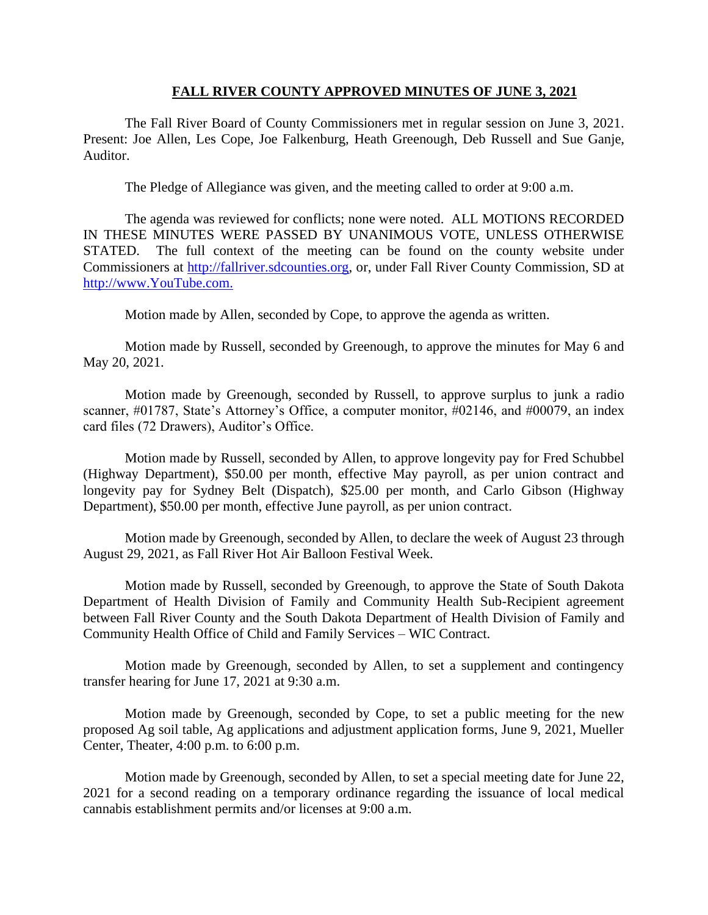# FALL RIVER COUNTY APPROVED MINUTES OF JUNE 3, 2021

The Fall River Board of County Commissioners met in regular session on June 3, 2021. Present: Joe Allen, Les Cope, Joe Falkenburg, Heath Greenough, Deb Russell and Sue Ganje, Auditor.

The Pledge of Allegiance was given, and the meeting called to order at 9:00 a.m.

The agenda was reviewed for conflicts; none were noted. ALL MOTIONS RECORDED IN THESE MINUTES WERE PASSED BY UNANIMOUS VOTE, UNLESS OTHERWISE STATED. The full context of the meeting can be found on the county website under Commissioners at http://fallriver.sdcounties.org, or, under Fall River County Commission, SD at http://www.YouTube.com.

Motion made by Allen, seconded by Cope, to approve the agenda as written.

Motion made by Russell, seconded by Greenough, to approve the minutes for May 6 and May 20, 2021.

Motion made by Greenough, seconded by Russell, to approve surplus to junk a radio scanner, #01787, State's Attorney's Office, a computer monitor, #02146, and #00079, an index card files (72 Drawers), Auditor's Office.

Motion made by Russell, seconded by Allen, to approve longevity pay for Fred Schubbel (Highway Department), $50.00 per month, effective May payroll, as per union contract and longevity pay for Sydney Belt (Dispatch), $25.00 per month, and Carlo Gibson (Highway Department), $50.00 per month, effective June payroll, as per union contract.

Motion made by Greenough, seconded by Allen, to declare the week of August 23 through August 29, 2021, as Fall River Hot Air Balloon Festival Week.

Motion made by Russell, seconded by Greenough, to approve the State of South Dakota Department of Health Division of Family and Community Health Sub-Recipient agreement between Fall River County and the South Dakota Department of Health Division of Family and Community Health Office of Child and Family Services – WIC Contract.

Motion made by Greenough, seconded by Allen, to set a supplement and contingency transfer hearing for June 17, 2021 at 9:30 a.m.

Motion made by Greenough, seconded by Cope, to set a public meeting for the new proposed Ag soil table, Ag applications and adjustment application forms, June 9, 2021, Mueller Center, Theater, 4:00 p.m. to 6:00 p.m.

Motion made by Greenough, seconded by Allen, to set a special meeting date for June 22, 2021 for a second reading on a temporary ordinance regarding the issuance of local medical cannabis establishment permits and/or licenses at 9:00 a.m.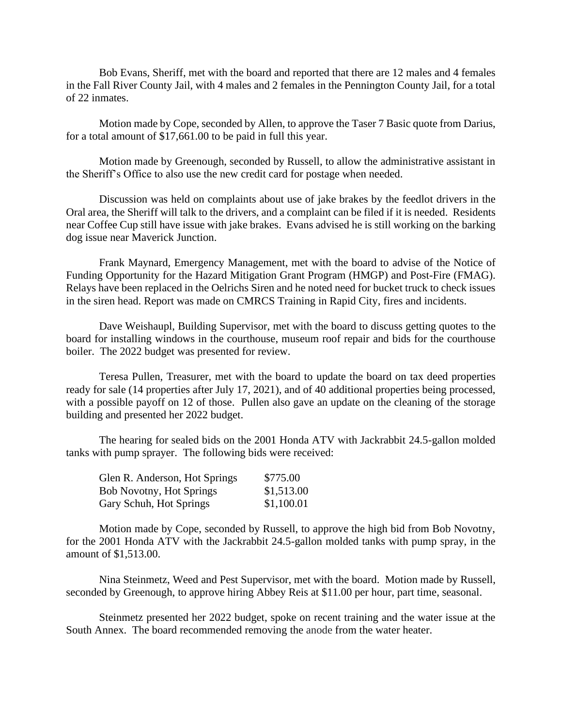Bob Evans, Sheriff, met with the board and reported that there are 12 males and 4 females in the Fall River County Jail, with 4 males and 2 females in the Pennington County Jail, for a total of 22 inmates.

Motion made by Cope, seconded by Allen, to approve the Taser 7 Basic quote from Darius, for a total amount of $17,661.00 to be paid in full this year.

Motion made by Greenough, seconded by Russell, to allow the administrative assistant in the Sheriff's Office to also use the new credit card for postage when needed.

Discussion was held on complaints about use of jake brakes by the feedlot drivers in the Oral area, the Sheriff will talk to the drivers, and a complaint can be filed if it is needed. Residents near Coffee Cup still have issue with jake brakes. Evans advised he is still working on the barking dog issue near Maverick Junction.

Frank Maynard, Emergency Management, met with the board to advise of the Notice of Funding Opportunity for the Hazard Mitigation Grant Program (HMGP) and Post-Fire (FMAG). Relays have been replaced in the Oelrichs Siren and he noted need for bucket truck to check issues in the siren head. Report was made on CMRCS Training in Rapid City, fires and incidents.

Dave Weishaupl, Building Supervisor, met with the board to discuss getting quotes to the board for installing windows in the courthouse, museum roof repair and bids for the courthouse boiler. The 2022 budget was presented for review.

Teresa Pullen, Treasurer, met with the board to update the board on tax deed properties ready for sale (14 properties after July 17, 2021), and of 40 additional properties being processed, with a possible payoff on 12 of those. Pullen also gave an update on the cleaning of the storage building and presented her 2022 budget.

The hearing for sealed bids on the 2001 Honda ATV with Jackrabbit 24.5-gallon molded tanks with pump sprayer. The following bids were received:

| | |
|---|---|
| Glen R. Anderson, Hot Springs | $775.00 |
| Bob Novotny, Hot Springs | $1,513.00 |
| Gary Schuh, Hot Springs | $1,100.01 |

Motion made by Cope, seconded by Russell, to approve the high bid from Bob Novotny, for the 2001 Honda ATV with the Jackrabbit 24.5-gallon molded tanks with pump spray, in the amount of $1,513.00.

Nina Steinmetz, Weed and Pest Supervisor, met with the board. Motion made by Russell, seconded by Greenough, to approve hiring Abbey Reis at $11.00 per hour, part time, seasonal.

Steinmetz presented her 2022 budget, spoke on recent training and the water issue at the South Annex. The board recommended removing the anode from the water heater.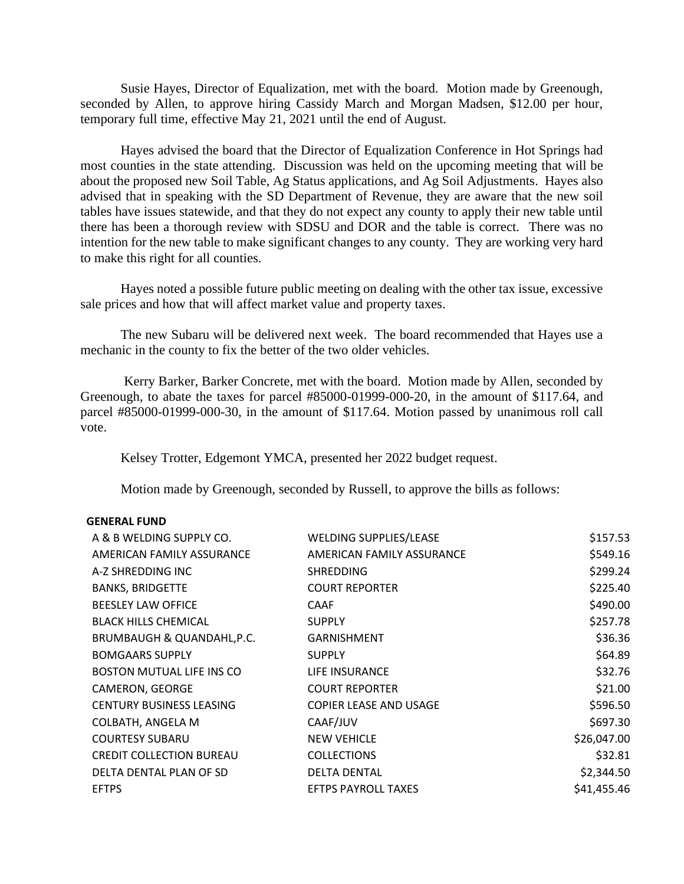Susie Hayes, Director of Equalization, met with the board. Motion made by Greenough, seconded by Allen, to approve hiring Cassidy March and Morgan Madsen, $12.00 per hour, temporary full time, effective May 21, 2021 until the end of August.

Hayes advised the board that the Director of Equalization Conference in Hot Springs had most counties in the state attending. Discussion was held on the upcoming meeting that will be about the proposed new Soil Table, Ag Status applications, and Ag Soil Adjustments. Hayes also advised that in speaking with the SD Department of Revenue, they are aware that the new soil tables have issues statewide, and that they do not expect any county to apply their new table until there has been a thorough review with SDSU and DOR and the table is correct. There was no intention for the new table to make significant changes to any county. They are working very hard to make this right for all counties.

Hayes noted a possible future public meeting on dealing with the other tax issue, excessive sale prices and how that will affect market value and property taxes.

The new Subaru will be delivered next week. The board recommended that Hayes use a mechanic in the county to fix the better of the two older vehicles.

Kerry Barker, Barker Concrete, met with the board. Motion made by Allen, seconded by Greenough, to abate the taxes for parcel #85000-01999-000-20, in the amount of $117.64, and parcel #85000-01999-000-30, in the amount of $117.64. Motion passed by unanimous roll call vote.

Kelsey Trotter, Edgemont YMCA, presented her 2022 budget request.

Motion made by Greenough, seconded by Russell, to approve the bills as follows:

**GENERAL FUND**

| | | |
|---|---|---|
| A & B WELDING SUPPLY CO. | WELDING SUPPLIES/LEASE | $157.53 |
| AMERICAN FAMILY ASSURANCE | AMERICAN FAMILY ASSURANCE | $549.16 |
| A-Z SHREDDING INC | SHREDDING | $299.24 |
| BANKS, BRIDGETTE | COURT REPORTER | $225.40 |
| BEESLEY LAW OFFICE | CAAF | $490.00 |
| BLACK HILLS CHEMICAL | SUPPLY | $257.78 |
| BRUMBAUGH & QUANDAHL,P.C. | GARNISHMENT | $36.36 |
| BOMGAARS SUPPLY | SUPPLY | $64.89 |
| BOSTON MUTUAL LIFE INS CO | LIFE INSURANCE | $32.76 |
| CAMERON, GEORGE | COURT REPORTER | $21.00 |
| CENTURY BUSINESS LEASING | COPIER LEASE AND USAGE | $596.50 |
| COLBATH, ANGELA M | CAAF/JUV | $697.30 |
| COURTESY SUBARU | NEW VEHICLE | $26,047.00 |
| CREDIT COLLECTION BUREAU | COLLECTIONS | $32.81 |
| DELTA DENTAL PLAN OF SD | DELTA DENTAL | $2,344.50 |
| EFTPS | EFTPS PAYROLL TAXES | $41,455.46 |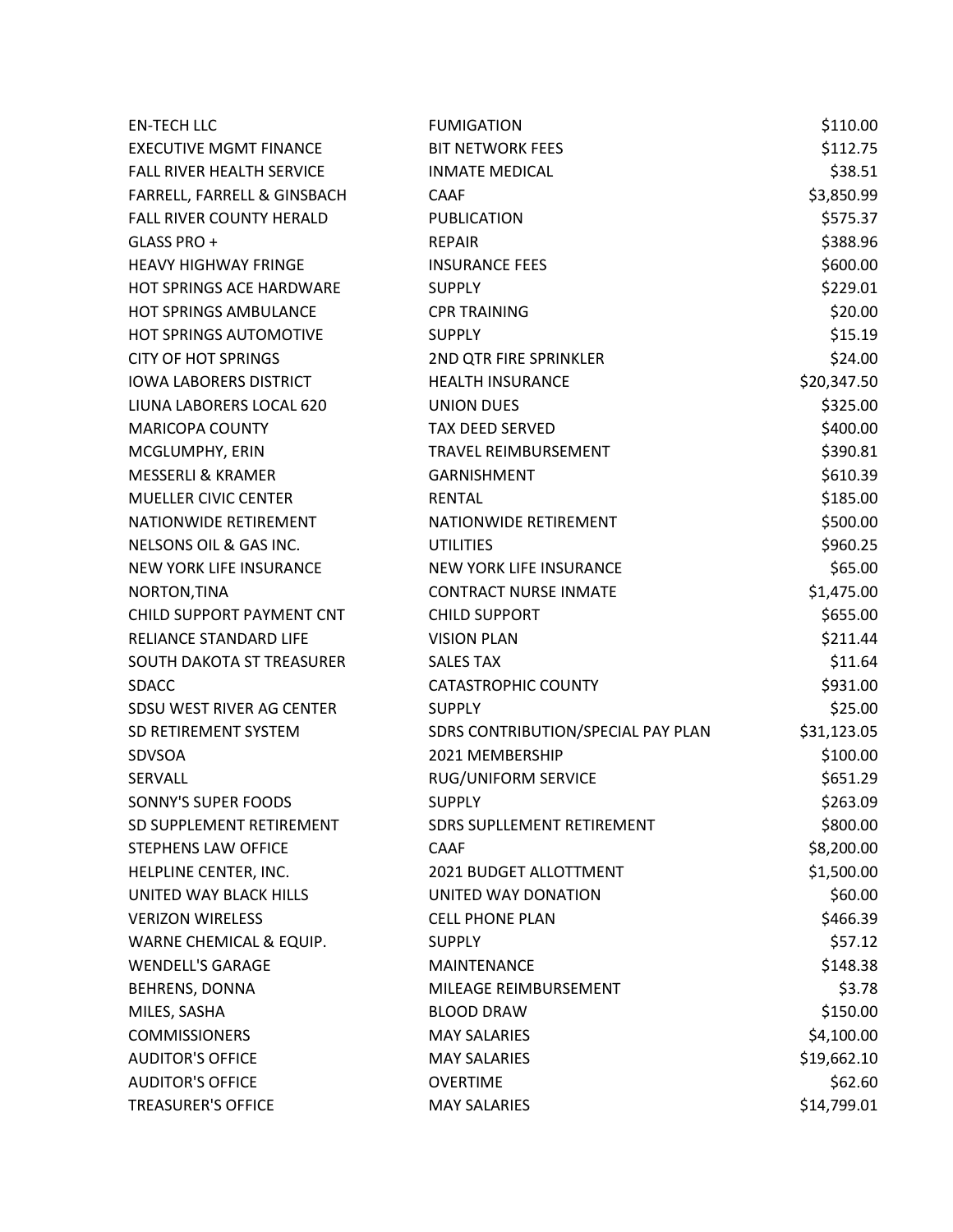| | | |
|---|---|---|
| EN-TECH LLC | FUMIGATION | $110.00 |
| EXECUTIVE MGMT FINANCE | BIT NETWORK FEES | $112.75 |
| FALL RIVER HEALTH SERVICE | INMATE MEDICAL | $38.51 |
| FARRELL, FARRELL & GINSBACH | CAAF | $3,850.99 |
| FALL RIVER COUNTY HERALD | PUBLICATION | $575.37 |
| GLASS PRO + | REPAIR | $388.96 |
| HEAVY HIGHWAY FRINGE | INSURANCE FEES | $600.00 |
| HOT SPRINGS ACE HARDWARE | SUPPLY | $229.01 |
| HOT SPRINGS AMBULANCE | CPR TRAINING | $20.00 |
| HOT SPRINGS AUTOMOTIVE | SUPPLY | $15.19 |
| CITY OF HOT SPRINGS | 2ND QTR FIRE SPRINKLER | $24.00 |
| IOWA LABORERS DISTRICT | HEALTH INSURANCE | $20,347.50 |
| LIUNA LABORERS LOCAL 620 | UNION DUES | $325.00 |
| MARICOPA COUNTY | TAX DEED SERVED | $400.00 |
| MCGLUMPHY, ERIN | TRAVEL REIMBURSEMENT | $390.81 |
| MESSERLI & KRAMER | GARNISHMENT | $610.39 |
| MUELLER CIVIC CENTER | RENTAL | $185.00 |
| NATIONWIDE RETIREMENT | NATIONWIDE RETIREMENT | $500.00 |
| NELSONS OIL & GAS INC. | UTILITIES | $960.25 |
| NEW YORK LIFE INSURANCE | NEW YORK LIFE INSURANCE | $65.00 |
| NORTON,TINA | CONTRACT NURSE INMATE | $1,475.00 |
| CHILD SUPPORT PAYMENT CNT | CHILD SUPPORT | $655.00 |
| RELIANCE STANDARD LIFE | VISION PLAN | $211.44 |
| SOUTH DAKOTA ST TREASURER | SALES TAX | $11.64 |
| SDACC | CATASTROPHIC COUNTY | $931.00 |
| SDSU WEST RIVER AG CENTER | SUPPLY | $25.00 |
| SD RETIREMENT SYSTEM | SDRS CONTRIBUTION/SPECIAL PAY PLAN | $31,123.05 |
| SDVSOA | 2021 MEMBERSHIP | $100.00 |
| SERVALL | RUG/UNIFORM SERVICE | $651.29 |
| SONNY'S SUPER FOODS | SUPPLY | $263.09 |
| SD SUPPLEMENT RETIREMENT | SDRS SUPLLEMENT RETIREMENT | $800.00 |
| STEPHENS LAW OFFICE | CAAF | $8,200.00 |
| HELPLINE CENTER, INC. | 2021 BUDGET ALLOTTMENT | $1,500.00 |
| UNITED WAY BLACK HILLS | UNITED WAY DONATION | $60.00 |
| VERIZON WIRELESS | CELL PHONE PLAN | $466.39 |
| WARNE CHEMICAL & EQUIP. | SUPPLY | $57.12 |
| WENDELL'S GARAGE | MAINTENANCE | $148.38 |
| BEHRENS, DONNA | MILEAGE REIMBURSEMENT | $3.78 |
| MILES, SASHA | BLOOD DRAW | $150.00 |
| COMMISSIONERS | MAY SALARIES | $4,100.00 |
| AUDITOR'S OFFICE | MAY SALARIES | $19,662.10 |
| AUDITOR'S OFFICE | OVERTIME | $62.60 |
| TREASURER'S OFFICE | MAY SALARIES | $14,799.01 |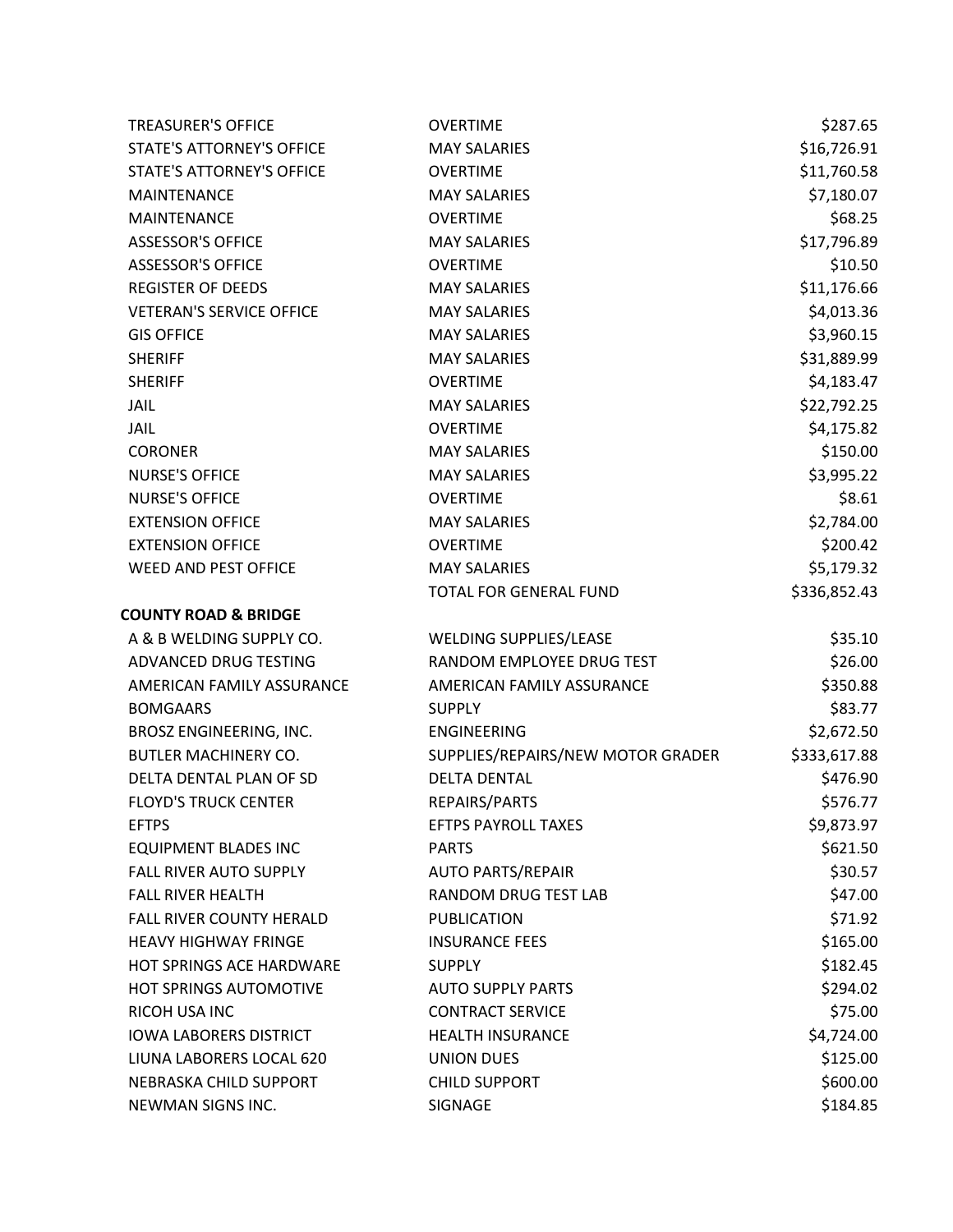| | | |
|---|---|---|
| TREASURER'S OFFICE | OVERTIME | $287.65 |
| STATE'S ATTORNEY'S OFFICE | MAY SALARIES | $16,726.91 |
| STATE'S ATTORNEY'S OFFICE | OVERTIME | $11,760.58 |
| MAINTENANCE | MAY SALARIES | $7,180.07 |
| MAINTENANCE | OVERTIME | $68.25 |
| ASSESSOR'S OFFICE | MAY SALARIES | $17,796.89 |
| ASSESSOR'S OFFICE | OVERTIME | $10.50 |
| REGISTER OF DEEDS | MAY SALARIES | $11,176.66 |
| VETERAN'S SERVICE OFFICE | MAY SALARIES | $4,013.36 |
| GIS OFFICE | MAY SALARIES | $3,960.15 |
| SHERIFF | MAY SALARIES | $31,889.99 |
| SHERIFF | OVERTIME | $4,183.47 |
| JAIL | MAY SALARIES | $22,792.25 |
| JAIL | OVERTIME | $4,175.82 |
| CORONER | MAY SALARIES | $150.00 |
| NURSE'S OFFICE | MAY SALARIES | $3,995.22 |
| NURSE'S OFFICE | OVERTIME | $8.61 |
| EXTENSION OFFICE | MAY SALARIES | $2,784.00 |
| EXTENSION OFFICE | OVERTIME | $200.42 |
| WEED AND PEST OFFICE | MAY SALARIES | $5,179.32 |
| | TOTAL FOR GENERAL FUND | $336,852.43 |

**COUNTY ROAD & BRIDGE**

| | | |
|---|---|---|
| A & B WELDING SUPPLY CO. | WELDING SUPPLIES/LEASE | $35.10 |
| ADVANCED DRUG TESTING | RANDOM EMPLOYEE DRUG TEST | $26.00 |
| AMERICAN FAMILY ASSURANCE | AMERICAN FAMILY ASSURANCE | $350.88 |
| BOMGAARS | SUPPLY | $83.77 |
| BROSZ ENGINEERING, INC. | ENGINEERING | $2,672.50 |
| BUTLER MACHINERY CO. | SUPPLIES/REPAIRS/NEW MOTOR GRADER | $333,617.88 |
| DELTA DENTAL PLAN OF SD | DELTA DENTAL | $476.90 |
| FLOYD'S TRUCK CENTER | REPAIRS/PARTS | $576.77 |
| EFTPS | EFTPS PAYROLL TAXES | $9,873.97 |
| EQUIPMENT BLADES INC | PARTS | $621.50 |
| FALL RIVER AUTO SUPPLY | AUTO PARTS/REPAIR | $30.57 |
| FALL RIVER HEALTH | RANDOM DRUG TEST LAB | $47.00 |
| FALL RIVER COUNTY HERALD | PUBLICATION | $71.92 |
| HEAVY HIGHWAY FRINGE | INSURANCE FEES | $165.00 |
| HOT SPRINGS ACE HARDWARE | SUPPLY | $182.45 |
| HOT SPRINGS AUTOMOTIVE | AUTO SUPPLY PARTS | $294.02 |
| RICOH USA INC | CONTRACT SERVICE | $75.00 |
| IOWA LABORERS DISTRICT | HEALTH INSURANCE | $4,724.00 |
| LIUNA LABORERS LOCAL 620 | UNION DUES | $125.00 |
| NEBRASKA CHILD SUPPORT | CHILD SUPPORT | $600.00 |
| NEWMAN SIGNS INC. | SIGNAGE | $184.85 |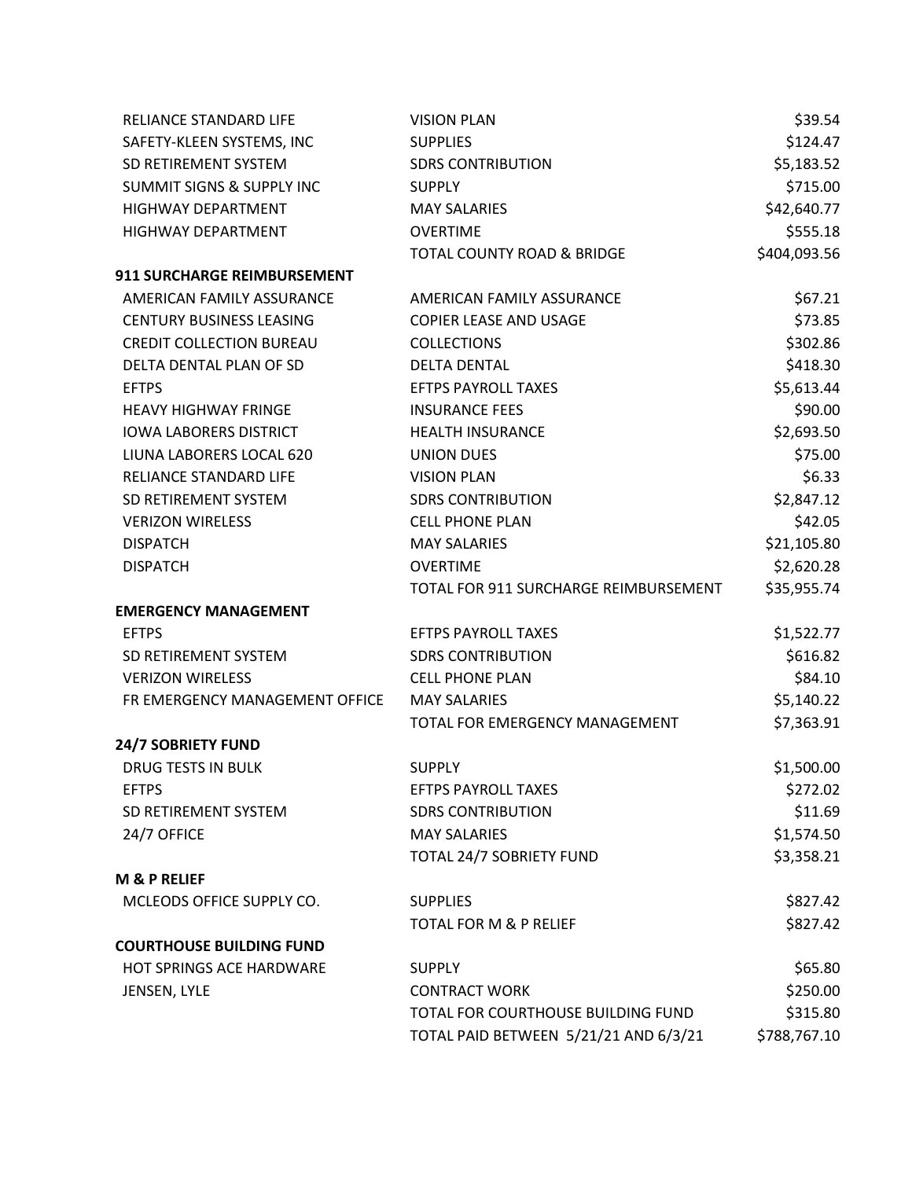| | | |
|---|---|---|
| RELIANCE STANDARD LIFE | VISION PLAN | $39.54 |
| SAFETY-KLEEN SYSTEMS, INC | SUPPLIES | $124.47 |
| SD RETIREMENT SYSTEM | SDRS CONTRIBUTION | $5,183.52 |
| SUMMIT SIGNS & SUPPLY INC | SUPPLY | $715.00 |
| HIGHWAY DEPARTMENT | MAY SALARIES | $42,640.77 |
| HIGHWAY DEPARTMENT | OVERTIME | $555.18 |
| | TOTAL COUNTY ROAD & BRIDGE | $404,093.56 |
| **911 SURCHARGE REIMBURSEMENT** | | |
| AMERICAN FAMILY ASSURANCE | AMERICAN FAMILY ASSURANCE | $67.21 |
| CENTURY BUSINESS LEASING | COPIER LEASE AND USAGE | $73.85 |
| CREDIT COLLECTION BUREAU | COLLECTIONS | $302.86 |
| DELTA DENTAL PLAN OF SD | DELTA DENTAL | $418.30 |
| EFTPS | EFTPS PAYROLL TAXES | $5,613.44 |
| HEAVY HIGHWAY FRINGE | INSURANCE FEES | $90.00 |
| IOWA LABORERS DISTRICT | HEALTH INSURANCE | $2,693.50 |
| LIUNA LABORERS LOCAL 620 | UNION DUES | $75.00 |
| RELIANCE STANDARD LIFE | VISION PLAN | $6.33 |
| SD RETIREMENT SYSTEM | SDRS CONTRIBUTION | $2,847.12 |
| VERIZON WIRELESS | CELL PHONE PLAN | $42.05 |
| DISPATCH | MAY SALARIES | $21,105.80 |
| DISPATCH | OVERTIME | $2,620.28 |
| | TOTAL FOR 911 SURCHARGE REIMBURSEMENT | $35,955.74 |
| **EMERGENCY MANAGEMENT** | | |
| EFTPS | EFTPS PAYROLL TAXES | $1,522.77 |
| SD RETIREMENT SYSTEM | SDRS CONTRIBUTION | $616.82 |
| VERIZON WIRELESS | CELL PHONE PLAN | $84.10 |
| FR EMERGENCY MANAGEMENT OFFICE | MAY SALARIES | $5,140.22 |
| | TOTAL FOR EMERGENCY MANAGEMENT | $7,363.91 |
| **24/7 SOBRIETY FUND** | | |
| DRUG TESTS IN BULK | SUPPLY | $1,500.00 |
| EFTPS | EFTPS PAYROLL TAXES | $272.02 |
| SD RETIREMENT SYSTEM | SDRS CONTRIBUTION | $11.69 |
| 24/7 OFFICE | MAY SALARIES | $1,574.50 |
| | TOTAL 24/7 SOBRIETY FUND | $3,358.21 |
| **M & P RELIEF** | | |
| MCLEODS OFFICE SUPPLY CO. | SUPPLIES | $827.42 |
| | TOTAL FOR M & P RELIEF | $827.42 |
| **COURTHOUSE BUILDING FUND** | | |
| HOT SPRINGS ACE HARDWARE | SUPPLY | $65.80 |
| JENSEN, LYLE | CONTRACT WORK | $250.00 |
| | TOTAL FOR COURTHOUSE BUILDING FUND | $315.80 |
| | TOTAL PAID BETWEEN 5/21/21 AND 6/3/21 | $788,767.10 |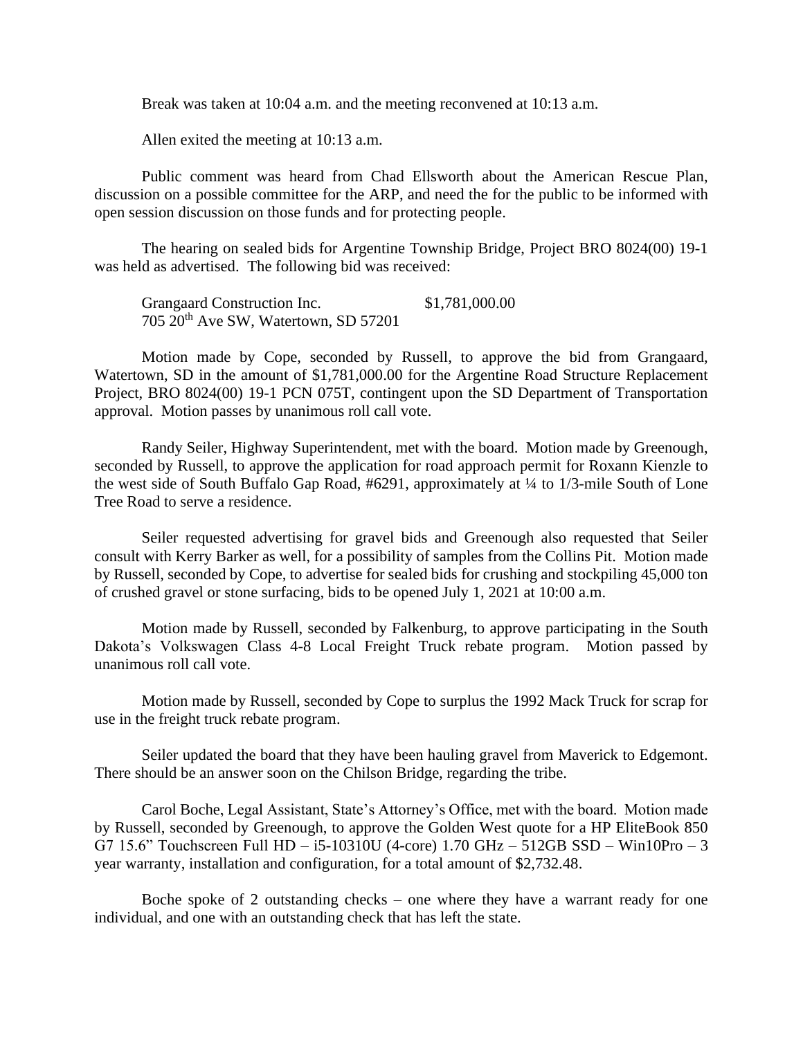Break was taken at 10:04 a.m. and the meeting reconvened at 10:13 a.m.

Allen exited the meeting at 10:13 a.m.

Public comment was heard from Chad Ellsworth about the American Rescue Plan, discussion on a possible committee for the ARP, and need the for the public to be informed with open session discussion on those funds and for protecting people.

The hearing on sealed bids for Argentine Township Bridge, Project BRO 8024(00) 19-1 was held as advertised. The following bid was received:

Grangaard Construction Inc. $1,781,000.00
705 20th Ave SW, Watertown, SD 57201

Motion made by Cope, seconded by Russell, to approve the bid from Grangaard, Watertown, SD in the amount of $1,781,000.00 for the Argentine Road Structure Replacement Project, BRO 8024(00) 19-1 PCN 075T, contingent upon the SD Department of Transportation approval. Motion passes by unanimous roll call vote.

Randy Seiler, Highway Superintendent, met with the board. Motion made by Greenough, seconded by Russell, to approve the application for road approach permit for Roxann Kienzle to the west side of South Buffalo Gap Road, #6291, approximately at ¼ to 1/3-mile South of Lone Tree Road to serve a residence.

Seiler requested advertising for gravel bids and Greenough also requested that Seiler consult with Kerry Barker as well, for a possibility of samples from the Collins Pit. Motion made by Russell, seconded by Cope, to advertise for sealed bids for crushing and stockpiling 45,000 ton of crushed gravel or stone surfacing, bids to be opened July 1, 2021 at 10:00 a.m.

Motion made by Russell, seconded by Falkenburg, to approve participating in the South Dakota's Volkswagen Class 4-8 Local Freight Truck rebate program. Motion passed by unanimous roll call vote.

Motion made by Russell, seconded by Cope to surplus the 1992 Mack Truck for scrap for use in the freight truck rebate program.

Seiler updated the board that they have been hauling gravel from Maverick to Edgemont. There should be an answer soon on the Chilson Bridge, regarding the tribe.

Carol Boche, Legal Assistant, State's Attorney's Office, met with the board. Motion made by Russell, seconded by Greenough, to approve the Golden West quote for a HP EliteBook 850 G7 15.6" Touchscreen Full HD – i5-10310U (4-core) 1.70 GHz – 512GB SSD – Win10Pro – 3 year warranty, installation and configuration, for a total amount of $2,732.48.

Boche spoke of 2 outstanding checks – one where they have a warrant ready for one individual, and one with an outstanding check that has left the state.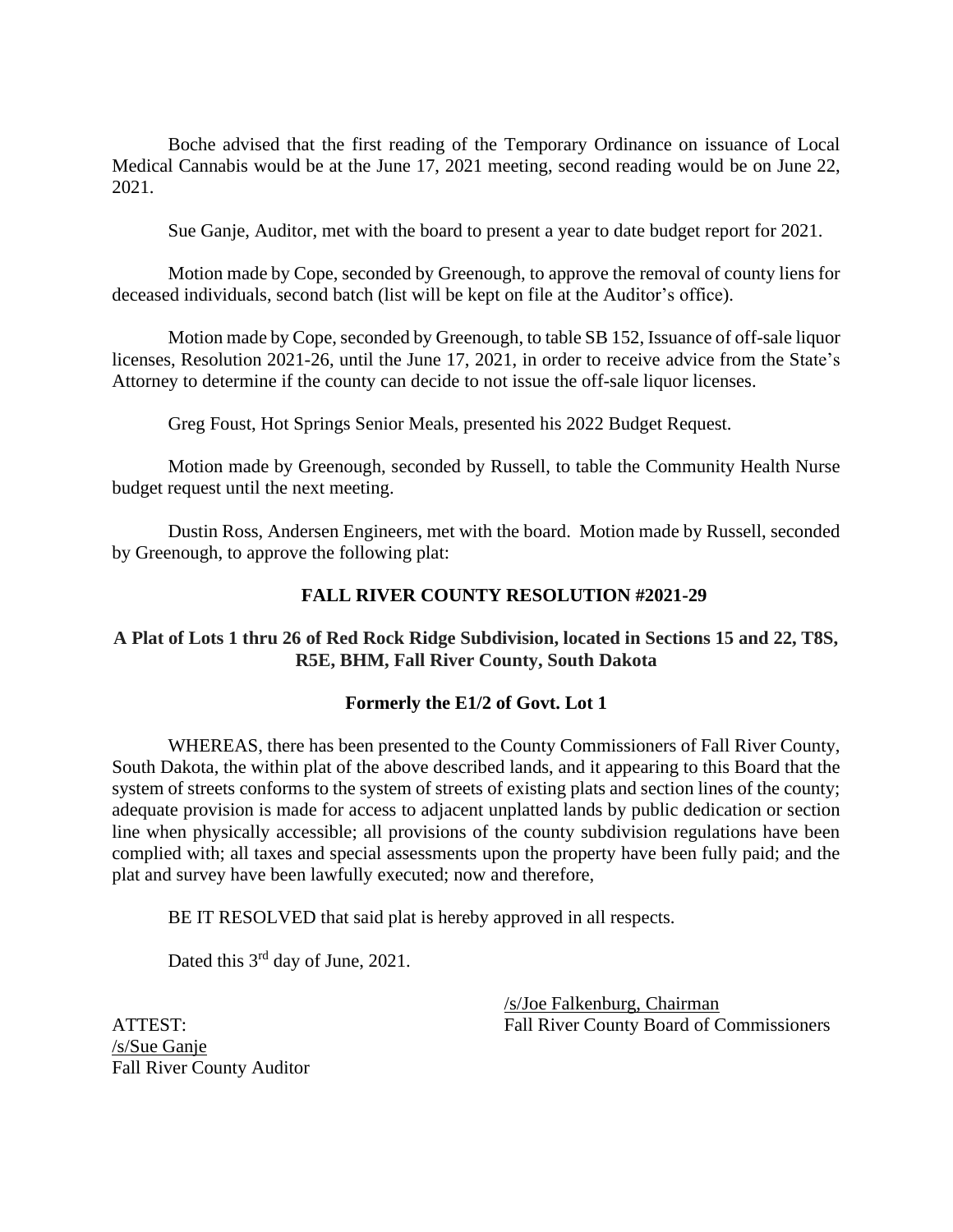Boche advised that the first reading of the Temporary Ordinance on issuance of Local Medical Cannabis would be at the June 17, 2021 meeting, second reading would be on June 22, 2021.

Sue Ganje, Auditor, met with the board to present a year to date budget report for 2021.

Motion made by Cope, seconded by Greenough, to approve the removal of county liens for deceased individuals, second batch (list will be kept on file at the Auditor's office).

Motion made by Cope, seconded by Greenough, to table SB 152, Issuance of off-sale liquor licenses, Resolution 2021-26, until the June 17, 2021, in order to receive advice from the State's Attorney to determine if the county can decide to not issue the off-sale liquor licenses.

Greg Foust, Hot Springs Senior Meals, presented his 2022 Budget Request.

Motion made by Greenough, seconded by Russell, to table the Community Health Nurse budget request until the next meeting.

Dustin Ross, Andersen Engineers, met with the board. Motion made by Russell, seconded by Greenough, to approve the following plat:

**FALL RIVER COUNTY RESOLUTION #2021-29**

**A Plat of Lots 1 thru 26 of Red Rock Ridge Subdivision, located in Sections 15 and 22, T8S, R5E, BHM, Fall River County, South Dakota**

**Formerly the E1/2 of Govt. Lot 1**

WHEREAS, there has been presented to the County Commissioners of Fall River County, South Dakota, the within plat of the above described lands, and it appearing to this Board that the system of streets conforms to the system of streets of existing plats and section lines of the county; adequate provision is made for access to adjacent unplatted lands by public dedication or section line when physically accessible; all provisions of the county subdivision regulations have been complied with; all taxes and special assessments upon the property have been fully paid; and the plat and survey have been lawfully executed; now and therefore,

BE IT RESOLVED that said plat is hereby approved in all respects.

Dated this 3rd day of June, 2021.

/s/Joe Falkenburg, Chairman
Fall River County Board of Commissioners

ATTEST:
/s/Sue Ganje
Fall River County Auditor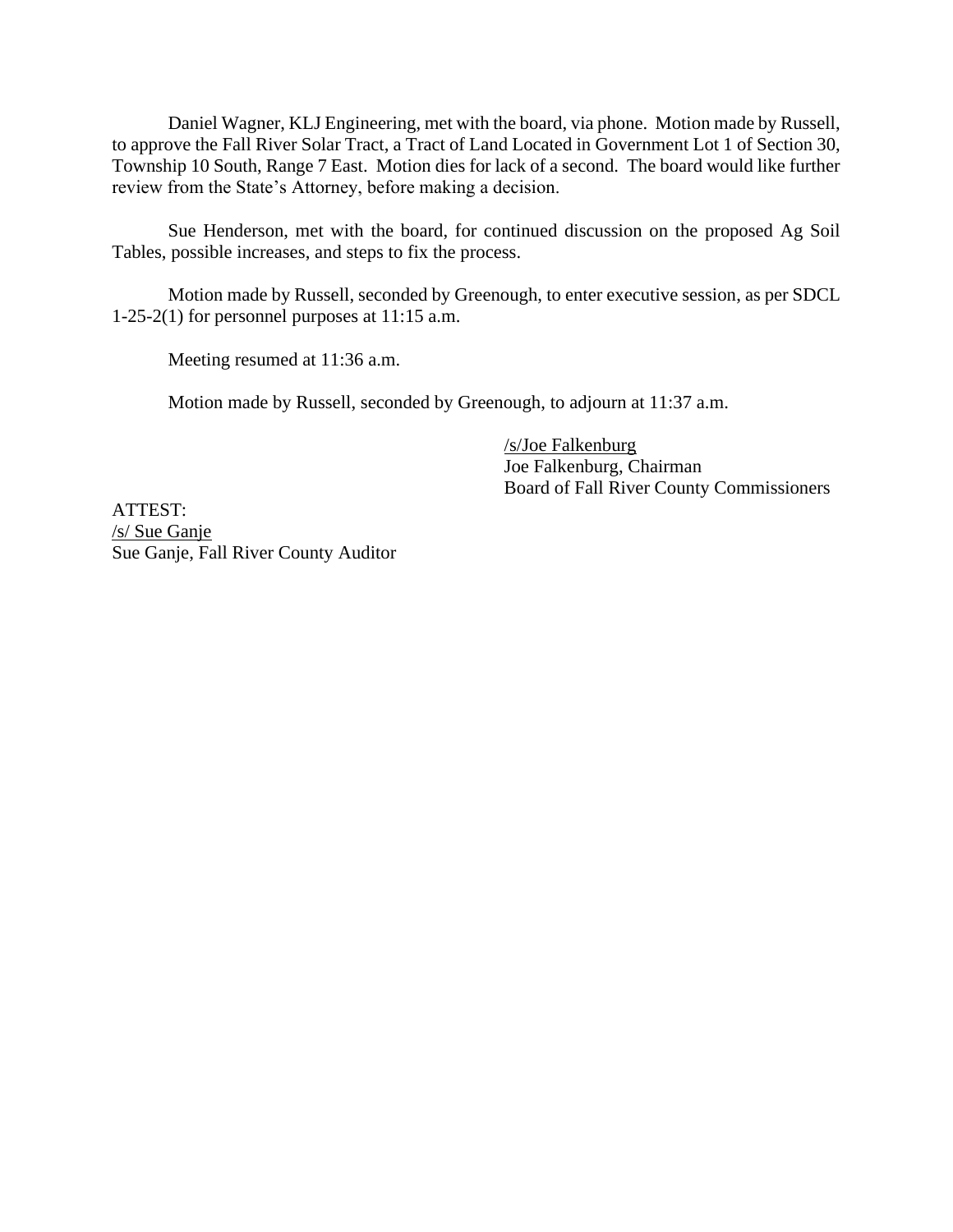Daniel Wagner, KLJ Engineering, met with the board, via phone. Motion made by Russell, to approve the Fall River Solar Tract, a Tract of Land Located in Government Lot 1 of Section 30, Township 10 South, Range 7 East. Motion dies for lack of a second. The board would like further review from the State's Attorney, before making a decision.

Sue Henderson, met with the board, for continued discussion on the proposed Ag Soil Tables, possible increases, and steps to fix the process.

Motion made by Russell, seconded by Greenough, to enter executive session, as per SDCL 1-25-2(1) for personnel purposes at 11:15 a.m.

Meeting resumed at 11:36 a.m.

Motion made by Russell, seconded by Greenough, to adjourn at 11:37 a.m.

/s/Joe Falkenburg
Joe Falkenburg, Chairman
Board of Fall River County Commissioners

ATTEST:
/s/ Sue Ganje
Sue Ganje, Fall River County Auditor